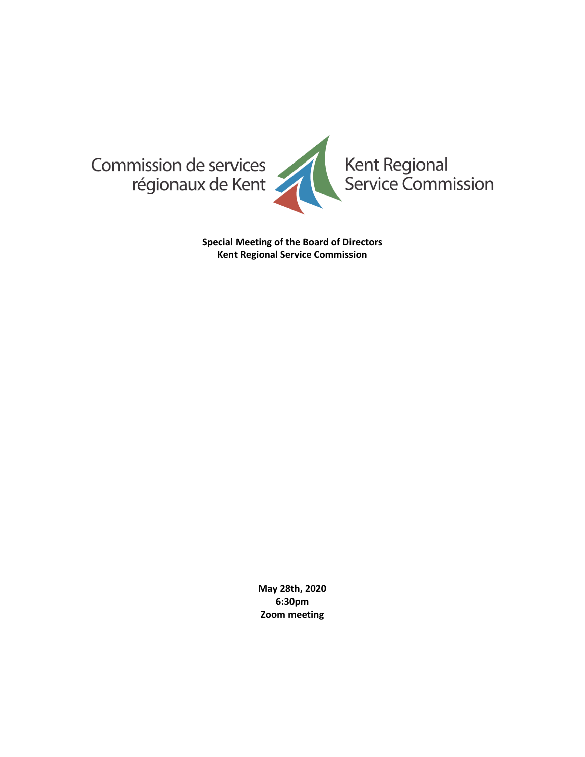Commission de services régionaux de Kent

Kent Regional Service Commission

**Special Meeting of the Board of Directors**
**Kent Regional Service Commission**

**May 28th, 2020**
**6:30pm**
**Zoom meeting**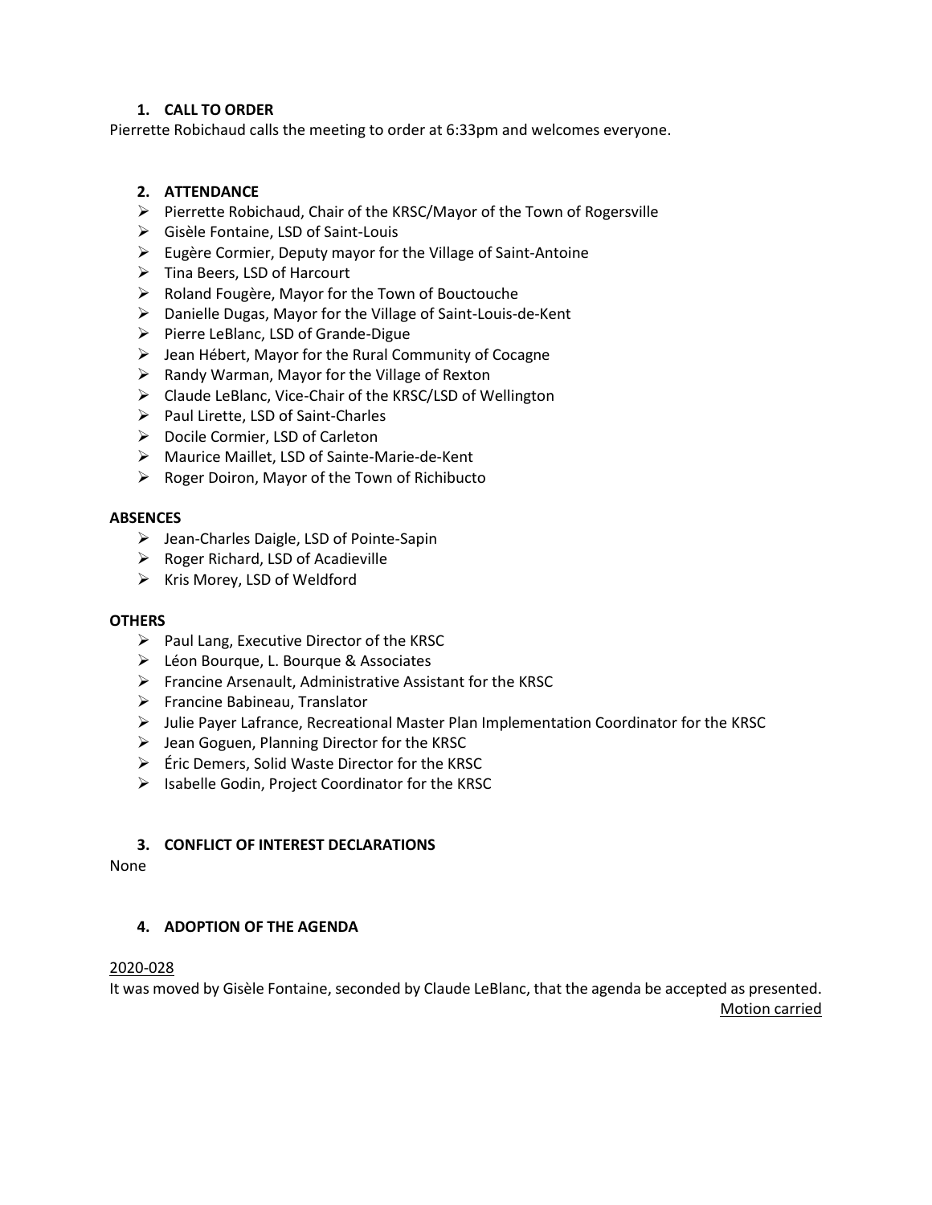## 1. CALL TO ORDER

Pierrette Robichaud calls the meeting to order at 6:33pm and welcomes everyone.

## 2. ATTENDANCE

- Pierrette Robichaud, Chair of the KRSC/Mayor of the Town of Rogersville
- Gisèle Fontaine, LSD of Saint-Louis
- Eugère Cormier, Deputy mayor for the Village of Saint-Antoine
- Tina Beers, LSD of Harcourt
- Roland Fougère, Mayor for the Town of Bouctouche
- Danielle Dugas, Mayor for the Village of Saint-Louis-de-Kent
- Pierre LeBlanc, LSD of Grande-Digue
- Jean Hébert, Mayor for the Rural Community of Cocagne
- Randy Warman, Mayor for the Village of Rexton
- Claude LeBlanc, Vice-Chair of the KRSC/LSD of Wellington
- Paul Lirette, LSD of Saint-Charles
- Docile Cormier, LSD of Carleton
- Maurice Maillet, LSD of Sainte-Marie-de-Kent
- Roger Doiron, Mayor of the Town of Richibucto

**ABSENCES**

- Jean-Charles Daigle, LSD of Pointe-Sapin
- Roger Richard, LSD of Acadieville
- Kris Morey, LSD of Weldford

**OTHERS**

- Paul Lang, Executive Director of the KRSC
- Léon Bourque, L. Bourque & Associates
- Francine Arsenault, Administrative Assistant for the KRSC
- Francine Babineau, Translator
- Julie Payer Lafrance, Recreational Master Plan Implementation Coordinator for the KRSC
- Jean Goguen, Planning Director for the KRSC
- Éric Demers, Solid Waste Director for the KRSC
- Isabelle Godin, Project Coordinator for the KRSC

## 3. CONFLICT OF INTEREST DECLARATIONS

None

## 4. ADOPTION OF THE AGENDA

2020-028

It was moved by Gisèle Fontaine, seconded by Claude LeBlanc, that the agenda be accepted as presented.

Motion carried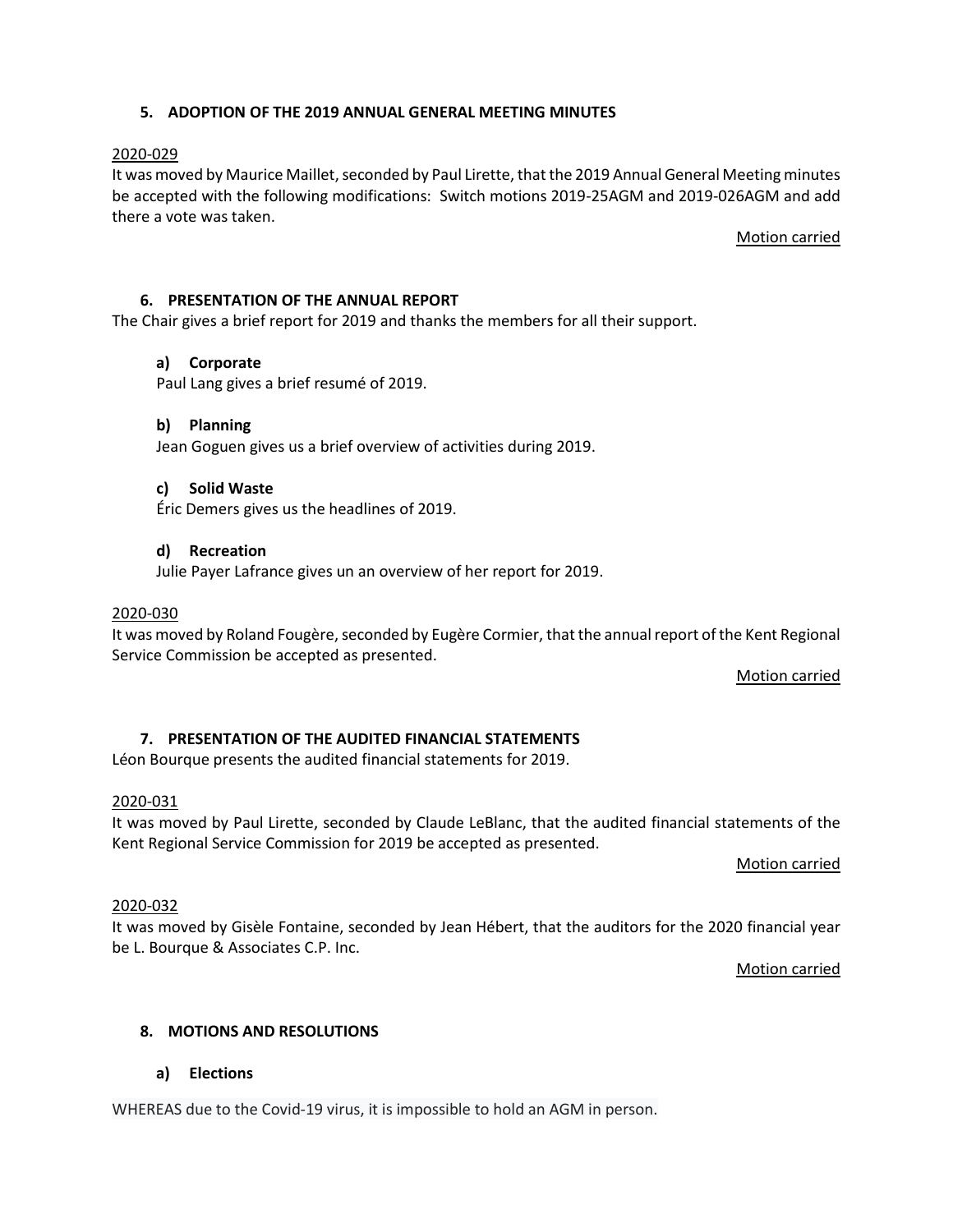### 5. ADOPTION OF THE 2019 ANNUAL GENERAL MEETING MINUTES

2020-029

It was moved by Maurice Maillet, seconded by Paul Lirette, that the 2019 Annual General Meeting minutes be accepted with the following modifications: Switch motions 2019-25AGM and 2019-026AGM and add there a vote was taken.

Motion carried

### 6. PRESENTATION OF THE ANNUAL REPORT

The Chair gives a brief report for 2019 and thanks the members for all their support.

**a) Corporate**

Paul Lang gives a brief resumé of 2019.

**b) Planning**

Jean Goguen gives us a brief overview of activities during 2019.

**c) Solid Waste**

Éric Demers gives us the headlines of 2019.

**d) Recreation**

Julie Payer Lafrance gives un an overview of her report for 2019.

2020-030

It was moved by Roland Fougère, seconded by Eugère Cormier, that the annual report of the Kent Regional Service Commission be accepted as presented.

Motion carried

### 7. PRESENTATION OF THE AUDITED FINANCIAL STATEMENTS

Léon Bourque presents the audited financial statements for 2019.

2020-031

It was moved by Paul Lirette, seconded by Claude LeBlanc, that the audited financial statements of the Kent Regional Service Commission for 2019 be accepted as presented.

Motion carried

2020-032

It was moved by Gisèle Fontaine, seconded by Jean Hébert, that the auditors for the 2020 financial year be L. Bourque & Associates C.P. Inc.

Motion carried

### 8. MOTIONS AND RESOLUTIONS

**a) Elections**

WHEREAS due to the Covid-19 virus, it is impossible to hold an AGM in person.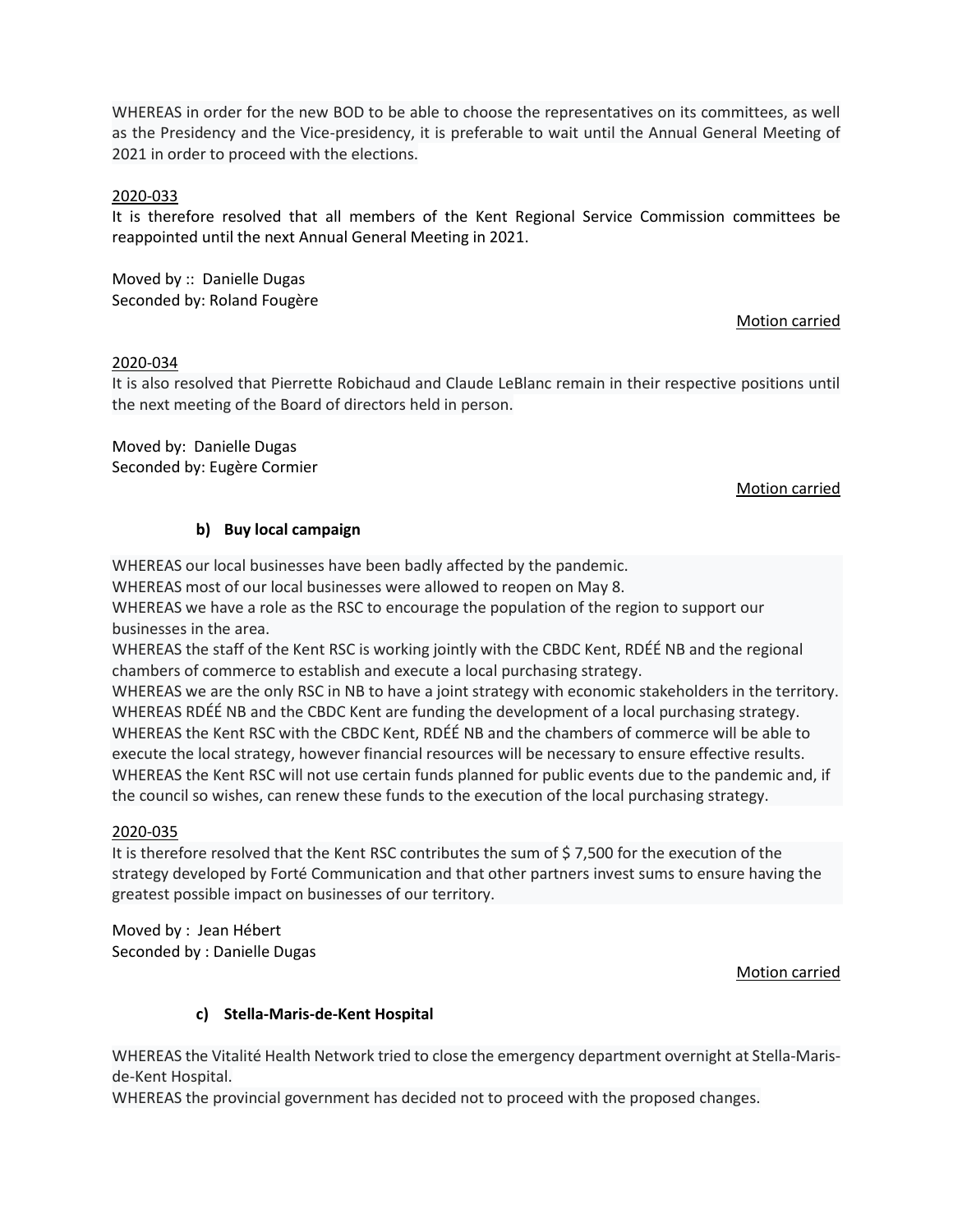WHEREAS in order for the new BOD to be able to choose the representatives on its committees, as well as the Presidency and the Vice-presidency, it is preferable to wait until the Annual General Meeting of 2021 in order to proceed with the elections.

2020-033
It is therefore resolved that all members of the Kent Regional Service Commission committees be reappointed until the next Annual General Meeting in 2021.

Moved by :: Danielle Dugas
Seconded by: Roland Fougère

Motion carried

2020-034
It is also resolved that Pierrette Robichaud and Claude LeBlanc remain in their respective positions until the next meeting of the Board of directors held in person.

Moved by: Danielle Dugas
Seconded by: Eugère Cormier

Motion carried

**b) Buy local campaign**

WHEREAS our local businesses have been badly affected by the pandemic.
WHEREAS most of our local businesses were allowed to reopen on May 8.
WHEREAS we have a role as the RSC to encourage the population of the region to support our businesses in the area.
WHEREAS the staff of the Kent RSC is working jointly with the CBDC Kent, RDÉÉ NB and the regional chambers of commerce to establish and execute a local purchasing strategy.
WHEREAS we are the only RSC in NB to have a joint strategy with economic stakeholders in the territory.
WHEREAS RDÉÉ NB and the CBDC Kent are funding the development of a local purchasing strategy.
WHEREAS the Kent RSC with the CBDC Kent, RDÉÉ NB and the chambers of commerce will be able to execute the local strategy, however financial resources will be necessary to ensure effective results.
WHEREAS the Kent RSC will not use certain funds planned for public events due to the pandemic and, if the council so wishes, can renew these funds to the execution of the local purchasing strategy.

2020-035
It is therefore resolved that the Kent RSC contributes the sum of $ 7,500 for the execution of the strategy developed by Forté Communication and that other partners invest sums to ensure having the greatest possible impact on businesses of our territory.

Moved by : Jean Hébert
Seconded by : Danielle Dugas

Motion carried

**c) Stella-Maris-de-Kent Hospital**

WHEREAS the Vitalité Health Network tried to close the emergency department overnight at Stella-Maris-de-Kent Hospital.
WHEREAS the provincial government has decided not to proceed with the proposed changes.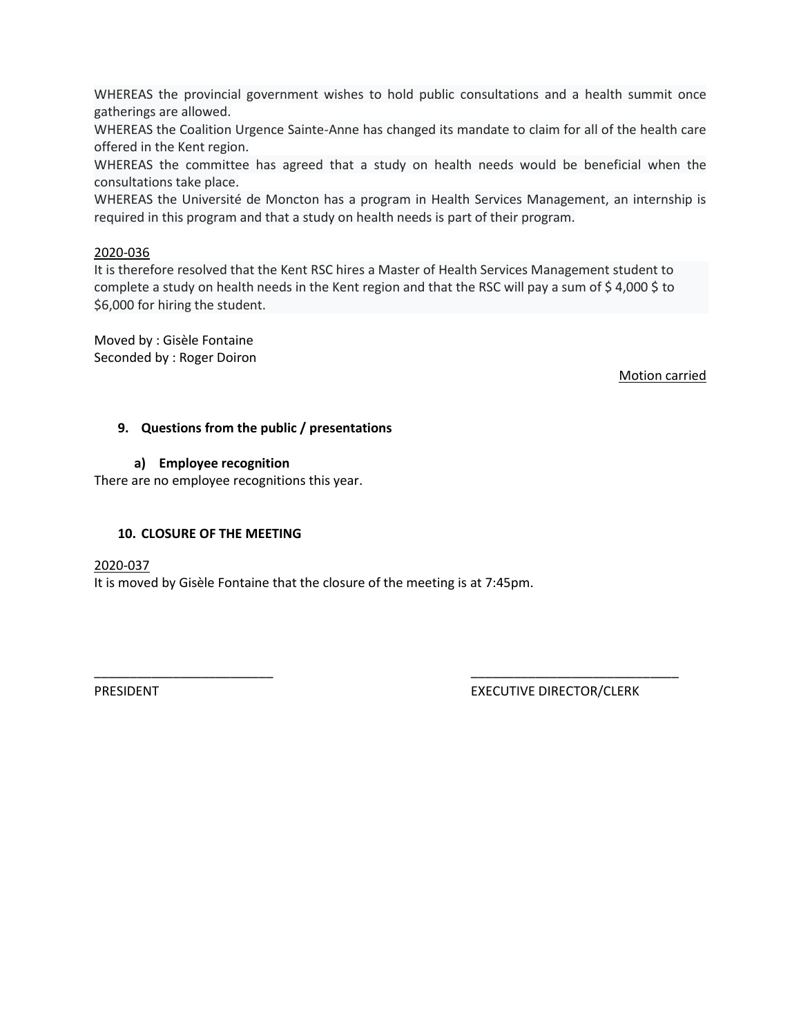WHEREAS the provincial government wishes to hold public consultations and a health summit once gatherings are allowed.
WHEREAS the Coalition Urgence Sainte-Anne has changed its mandate to claim for all of the health care offered in the Kent region.
WHEREAS the committee has agreed that a study on health needs would be beneficial when the consultations take place.
WHEREAS the Université de Moncton has a program in Health Services Management, an internship is required in this program and that a study on health needs is part of their program.

2020-036
It is therefore resolved that the Kent RSC hires a Master of Health Services Management student to complete a study on health needs in the Kent region and that the RSC will pay a sum of $ 4,000 $ to $6,000 for hiring the student.

Moved by : Gisèle Fontaine
Seconded by : Roger Doiron

Motion carried

### 9. Questions from the public / presentations

#### a) Employee recognition

There are no employee recognitions this year.

### 10. CLOSURE OF THE MEETING

2020-037
It is moved by Gisèle Fontaine that the closure of the meeting is at 7:45pm.

_________________________ _____________________________
PRESIDENT EXECUTIVE DIRECTOR/CLERK